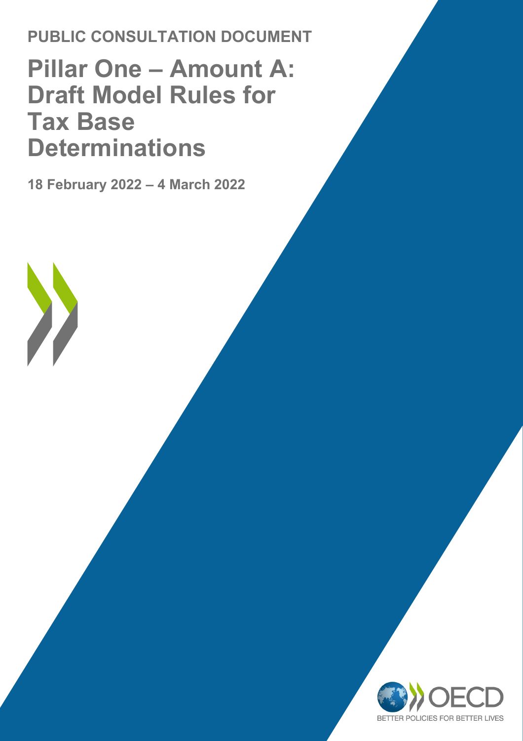PUBLIC CONSULTATION DOCUMENT

# Pillar One – Amount A: Draft Model Rules for Tax Base Determinations

**18 February 2022 – 4 March 2022**

OECD

BETTER POLICIES FOR BETTER LIVES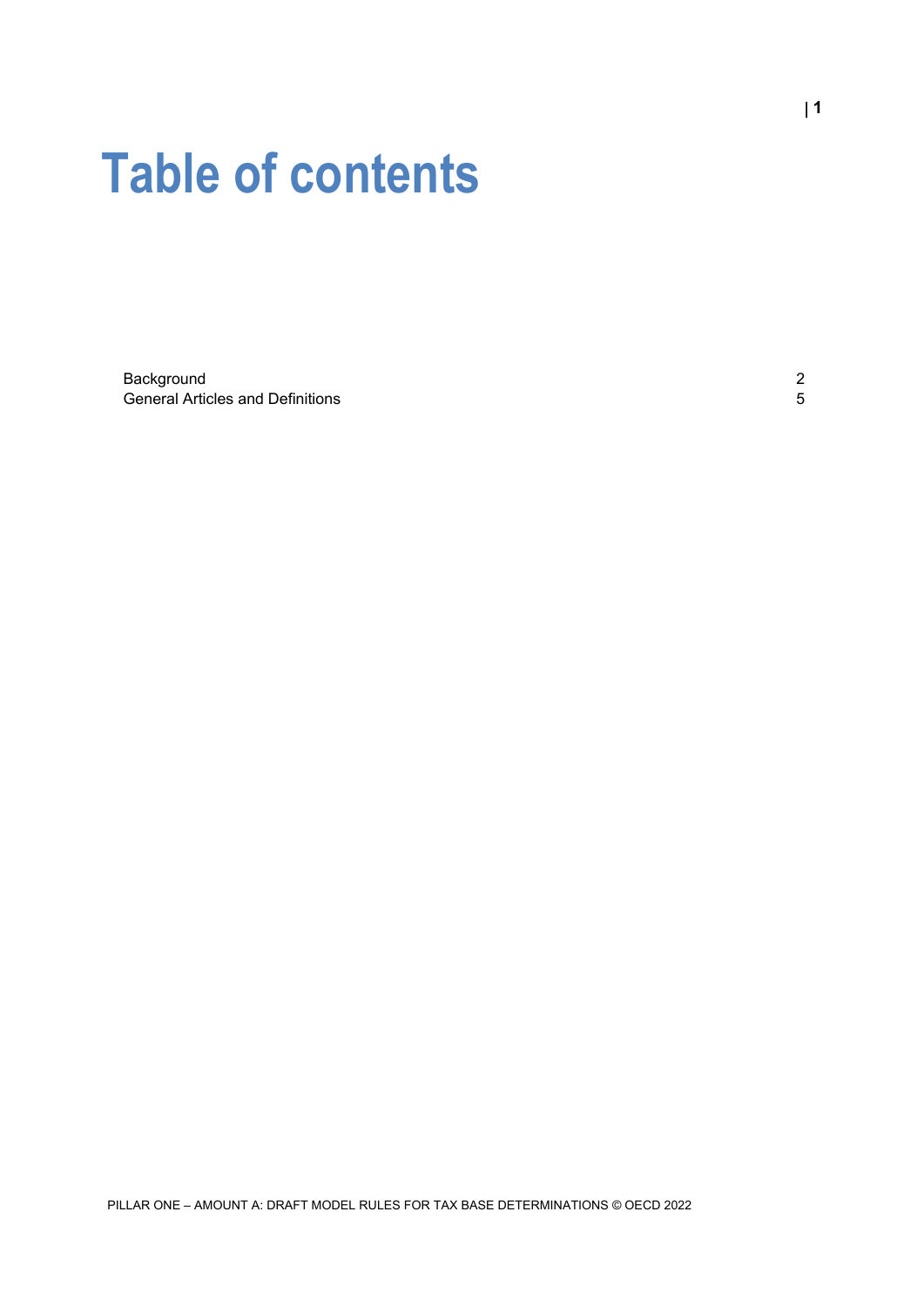# Table of contents

| | |
|---|---|
| Background | 2 |
| General Articles and Definitions | 5 |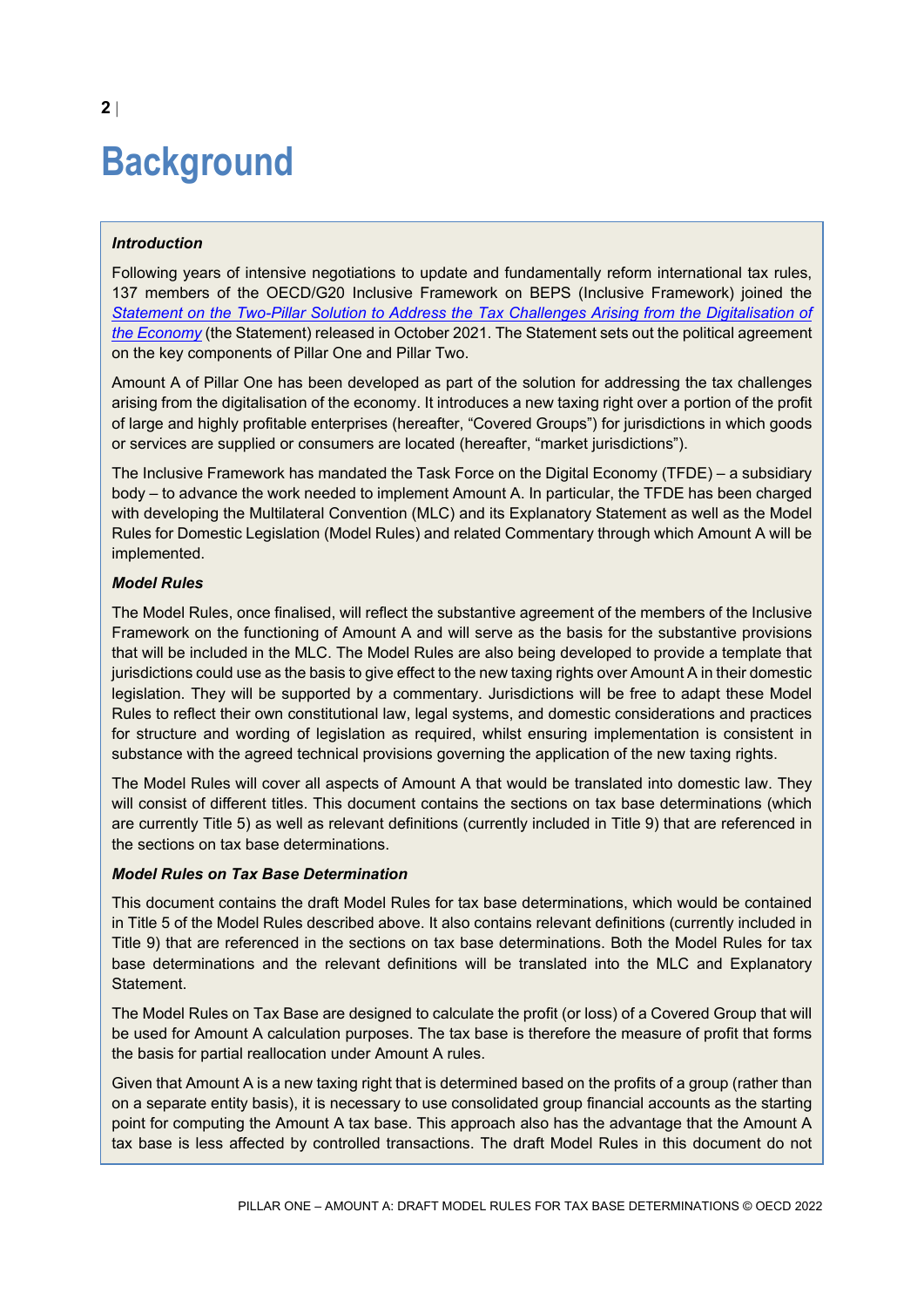# Background

***Introduction***

Following years of intensive negotiations to update and fundamentally reform international tax rules, 137 members of the OECD/G20 Inclusive Framework on BEPS (Inclusive Framework) joined the *Statement on the Two-Pillar Solution to Address the Tax Challenges Arising from the Digitalisation of the Economy* (the Statement) released in October 2021. The Statement sets out the political agreement on the key components of Pillar One and Pillar Two.

Amount A of Pillar One has been developed as part of the solution for addressing the tax challenges arising from the digitalisation of the economy. It introduces a new taxing right over a portion of the profit of large and highly profitable enterprises (hereafter, "Covered Groups") for jurisdictions in which goods or services are supplied or consumers are located (hereafter, "market jurisdictions").

The Inclusive Framework has mandated the Task Force on the Digital Economy (TFDE) – a subsidiary body – to advance the work needed to implement Amount A. In particular, the TFDE has been charged with developing the Multilateral Convention (MLC) and its Explanatory Statement as well as the Model Rules for Domestic Legislation (Model Rules) and related Commentary through which Amount A will be implemented.

***Model Rules***

The Model Rules, once finalised, will reflect the substantive agreement of the members of the Inclusive Framework on the functioning of Amount A and will serve as the basis for the substantive provisions that will be included in the MLC. The Model Rules are also being developed to provide a template that jurisdictions could use as the basis to give effect to the new taxing rights over Amount A in their domestic legislation. They will be supported by a commentary. Jurisdictions will be free to adapt these Model Rules to reflect their own constitutional law, legal systems, and domestic considerations and practices for structure and wording of legislation as required, whilst ensuring implementation is consistent in substance with the agreed technical provisions governing the application of the new taxing rights.

The Model Rules will cover all aspects of Amount A that would be translated into domestic law. They will consist of different titles. This document contains the sections on tax base determinations (which are currently Title 5) as well as relevant definitions (currently included in Title 9) that are referenced in the sections on tax base determinations.

***Model Rules on Tax Base Determination***

This document contains the draft Model Rules for tax base determinations, which would be contained in Title 5 of the Model Rules described above. It also contains relevant definitions (currently included in Title 9) that are referenced in the sections on tax base determinations. Both the Model Rules for tax base determinations and the relevant definitions will be translated into the MLC and Explanatory Statement.

The Model Rules on Tax Base are designed to calculate the profit (or loss) of a Covered Group that will be used for Amount A calculation purposes. The tax base is therefore the measure of profit that forms the basis for partial reallocation under Amount A rules.

Given that Amount A is a new taxing right that is determined based on the profits of a group (rather than on a separate entity basis), it is necessary to use consolidated group financial accounts as the starting point for computing the Amount A tax base. This approach also has the advantage that the Amount A tax base is less affected by controlled transactions. The draft Model Rules in this document do not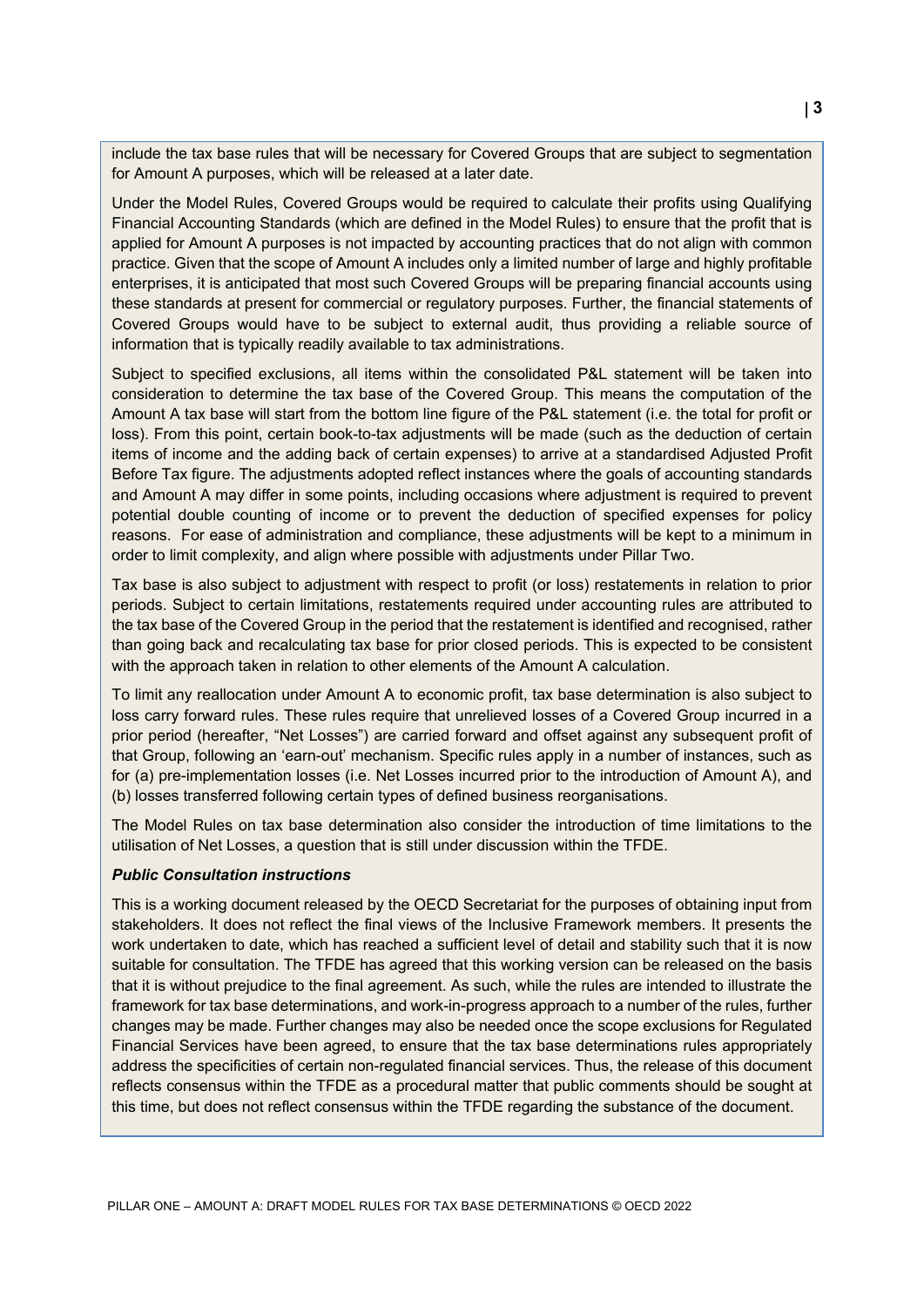include the tax base rules that will be necessary for Covered Groups that are subject to segmentation for Amount A purposes, which will be released at a later date.

Under the Model Rules, Covered Groups would be required to calculate their profits using Qualifying Financial Accounting Standards (which are defined in the Model Rules) to ensure that the profit that is applied for Amount A purposes is not impacted by accounting practices that do not align with common practice. Given that the scope of Amount A includes only a limited number of large and highly profitable enterprises, it is anticipated that most such Covered Groups will be preparing financial accounts using these standards at present for commercial or regulatory purposes. Further, the financial statements of Covered Groups would have to be subject to external audit, thus providing a reliable source of information that is typically readily available to tax administrations.

Subject to specified exclusions, all items within the consolidated P&L statement will be taken into consideration to determine the tax base of the Covered Group. This means the computation of the Amount A tax base will start from the bottom line figure of the P&L statement (i.e. the total for profit or loss). From this point, certain book-to-tax adjustments will be made (such as the deduction of certain items of income and the adding back of certain expenses) to arrive at a standardised Adjusted Profit Before Tax figure. The adjustments adopted reflect instances where the goals of accounting standards and Amount A may differ in some points, including occasions where adjustment is required to prevent potential double counting of income or to prevent the deduction of specified expenses for policy reasons. For ease of administration and compliance, these adjustments will be kept to a minimum in order to limit complexity, and align where possible with adjustments under Pillar Two.

Tax base is also subject to adjustment with respect to profit (or loss) restatements in relation to prior periods. Subject to certain limitations, restatements required under accounting rules are attributed to the tax base of the Covered Group in the period that the restatement is identified and recognised, rather than going back and recalculating tax base for prior closed periods. This is expected to be consistent with the approach taken in relation to other elements of the Amount A calculation.

To limit any reallocation under Amount A to economic profit, tax base determination is also subject to loss carry forward rules. These rules require that unrelieved losses of a Covered Group incurred in a prior period (hereafter, "Net Losses") are carried forward and offset against any subsequent profit of that Group, following an 'earn-out' mechanism. Specific rules apply in a number of instances, such as for (a) pre-implementation losses (i.e. Net Losses incurred prior to the introduction of Amount A), and (b) losses transferred following certain types of defined business reorganisations.

The Model Rules on tax base determination also consider the introduction of time limitations to the utilisation of Net Losses, a question that is still under discussion within the TFDE.

***Public Consultation instructions***

This is a working document released by the OECD Secretariat for the purposes of obtaining input from stakeholders. It does not reflect the final views of the Inclusive Framework members. It presents the work undertaken to date, which has reached a sufficient level of detail and stability such that it is now suitable for consultation. The TFDE has agreed that this working version can be released on the basis that it is without prejudice to the final agreement. As such, while the rules are intended to illustrate the framework for tax base determinations, and work-in-progress approach to a number of the rules, further changes may be made. Further changes may also be needed once the scope exclusions for Regulated Financial Services have been agreed, to ensure that the tax base determinations rules appropriately address the specificities of certain non-regulated financial services. Thus, the release of this document reflects consensus within the TFDE as a procedural matter that public comments should be sought at this time, but does not reflect consensus within the TFDE regarding the substance of the document.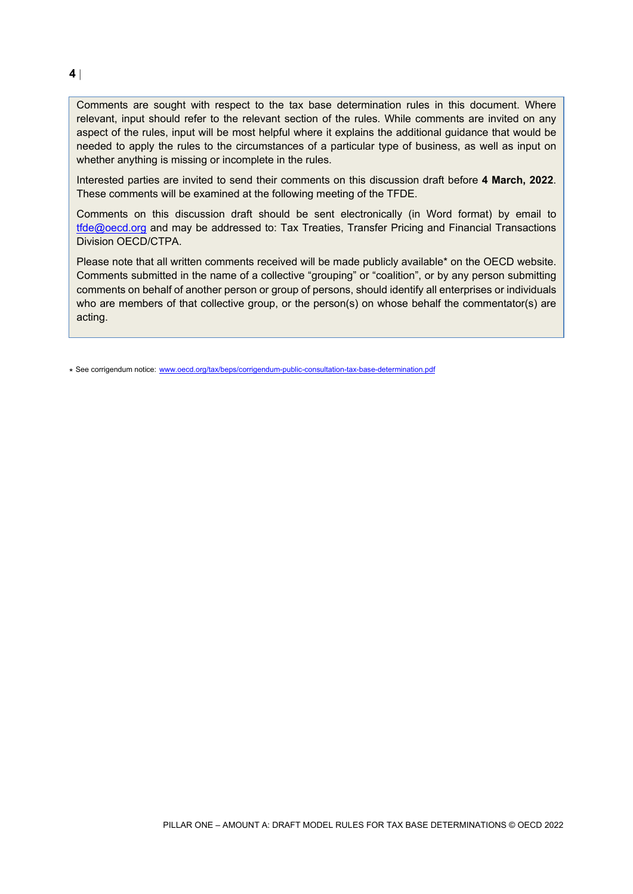Comments are sought with respect to the tax base determination rules in this document. Where relevant, input should refer to the relevant section of the rules. While comments are invited on any aspect of the rules, input will be most helpful where it explains the additional guidance that would be needed to apply the rules to the circumstances of a particular type of business, as well as input on whether anything is missing or incomplete in the rules.

Interested parties are invited to send their comments on this discussion draft before **4 March, 2022**. These comments will be examined at the following meeting of the TFDE.

Comments on this discussion draft should be sent electronically (in Word format) by email to tfde@oecd.org and may be addressed to: Tax Treaties, Transfer Pricing and Financial Transactions Division OECD/CTPA.

Please note that all written comments received will be made publicly available* on the OECD website. Comments submitted in the name of a collective "grouping" or "coalition", or by any person submitting comments on behalf of another person or group of persons, should identify all enterprises or individuals who are members of that collective group, or the person(s) on whose behalf the commentator(s) are acting.

* See corrigendum notice: www.oecd.org/tax/beps/corrigendum-public-consultation-tax-base-determination.pdf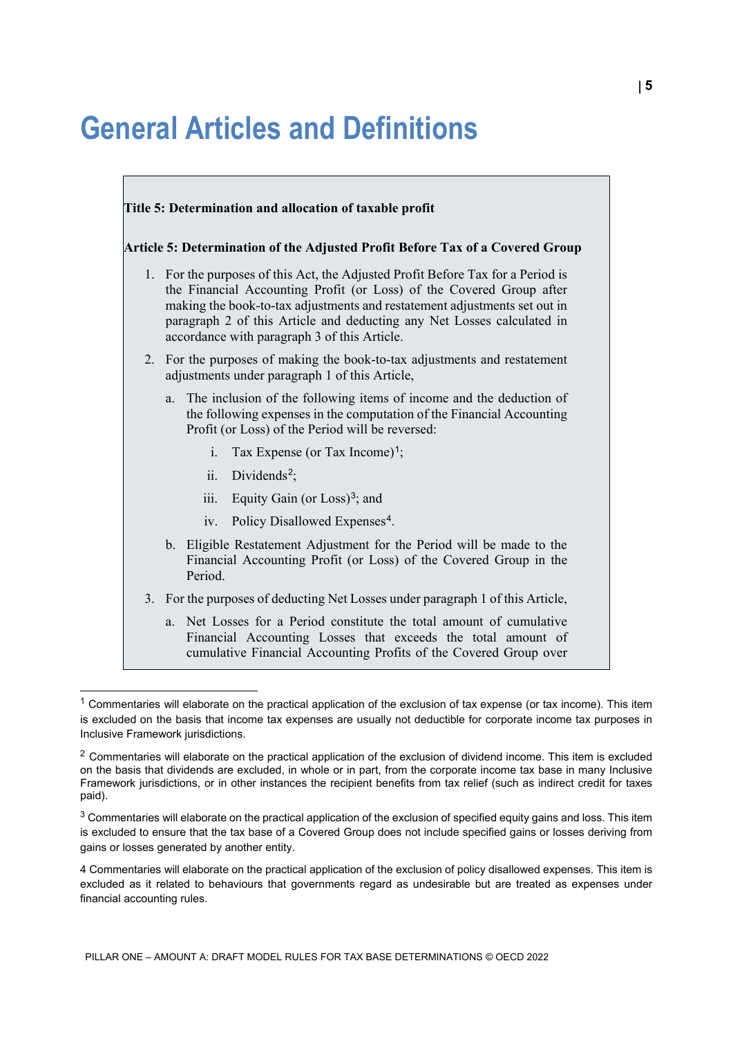# General Articles and Definitions

**Title 5: Determination and allocation of taxable profit**

**Article 5: Determination of the Adjusted Profit Before Tax of a Covered Group**

1. For the purposes of this Act, the Adjusted Profit Before Tax for a Period is the Financial Accounting Profit (or Loss) of the Covered Group after making the book-to-tax adjustments and restatement adjustments set out in paragraph 2 of this Article and deducting any Net Losses calculated in accordance with paragraph 3 of this Article.

2. For the purposes of making the book-to-tax adjustments and restatement adjustments under paragraph 1 of this Article,

    a. The inclusion of the following items of income and the deduction of the following expenses in the computation of the Financial Accounting Profit (or Loss) of the Period will be reversed:

        i. Tax Expense (or Tax Income)[1];

        ii. Dividends[2];

        iii. Equity Gain (or Loss)[3]; and

        iv. Policy Disallowed Expenses[4].

    b. Eligible Restatement Adjustment for the Period will be made to the Financial Accounting Profit (or Loss) of the Covered Group in the Period.

3. For the purposes of deducting Net Losses under paragraph 1 of this Article,

    a. Net Losses for a Period constitute the total amount of cumulative Financial Accounting Losses that exceeds the total amount of cumulative Financial Accounting Profits of the Covered Group over

---

[1] Commentaries will elaborate on the practical application of the exclusion of tax expense (or tax income). This item is excluded on the basis that income tax expenses are usually not deductible for corporate income tax purposes in Inclusive Framework jurisdictions.

[2] Commentaries will elaborate on the practical application of the exclusion of dividend income. This item is excluded on the basis that dividends are excluded, in whole or in part, from the corporate income tax base in many Inclusive Framework jurisdictions, or in other instances the recipient benefits from tax relief (such as indirect credit for taxes paid).

[3] Commentaries will elaborate on the practical application of the exclusion of specified equity gains and loss. This item is excluded to ensure that the tax base of a Covered Group does not include specified gains or losses deriving from gains or losses generated by another entity.

[4] Commentaries will elaborate on the practical application of the exclusion of policy disallowed expenses. This item is excluded as it related to behaviours that governments regard as undesirable but are treated as expenses under financial accounting rules.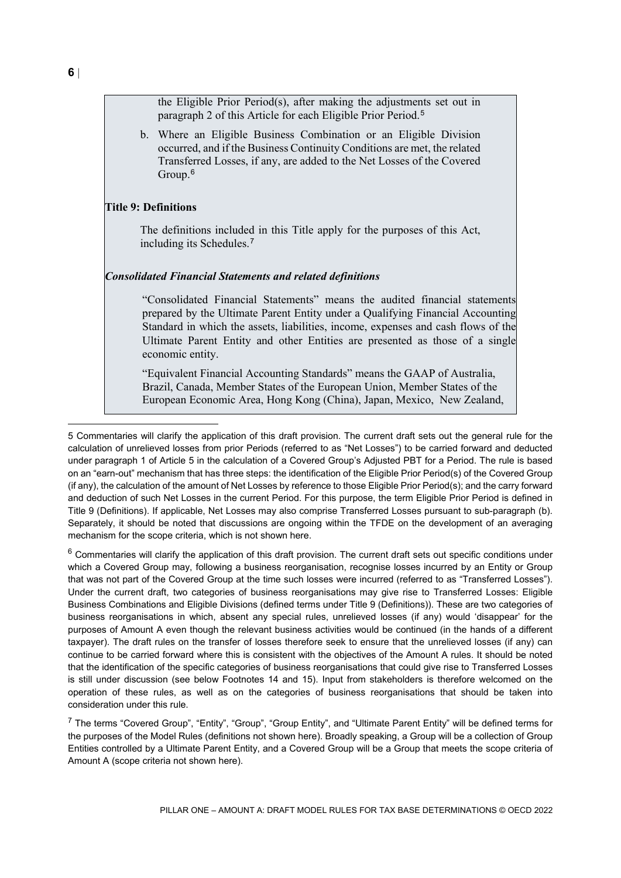the Eligible Prior Period(s), after making the adjustments set out in paragraph 2 of this Article for each Eligible Prior Period.[5]

b. Where an Eligible Business Combination or an Eligible Division occurred, and if the Business Continuity Conditions are met, the related Transferred Losses, if any, are added to the Net Losses of the Covered Group.[6]

**Title 9: Definitions**

The definitions included in this Title apply for the purposes of this Act, including its Schedules.[7]

***Consolidated Financial Statements and related definitions***

"Consolidated Financial Statements" means the audited financial statements prepared by the Ultimate Parent Entity under a Qualifying Financial Accounting Standard in which the assets, liabilities, income, expenses and cash flows of the Ultimate Parent Entity and other Entities are presented as those of a single economic entity.

"Equivalent Financial Accounting Standards" means the GAAP of Australia, Brazil, Canada, Member States of the European Union, Member States of the European Economic Area, Hong Kong (China), Japan, Mexico, New Zealand,

---

5 Commentaries will clarify the application of this draft provision. The current draft sets out the general rule for the calculation of unrelieved losses from prior Periods (referred to as "Net Losses") to be carried forward and deducted under paragraph 1 of Article 5 in the calculation of a Covered Group's Adjusted PBT for a Period. The rule is based on an "earn-out" mechanism that has three steps: the identification of the Eligible Prior Period(s) of the Covered Group (if any), the calculation of the amount of Net Losses by reference to those Eligible Prior Period(s); and the carry forward and deduction of such Net Losses in the current Period. For this purpose, the term Eligible Prior Period is defined in Title 9 (Definitions). If applicable, Net Losses may also comprise Transferred Losses pursuant to sub-paragraph (b). Separately, it should be noted that discussions are ongoing within the TFDE on the development of an averaging mechanism for the scope criteria, which is not shown here.

6 Commentaries will clarify the application of this draft provision. The current draft sets out specific conditions under which a Covered Group may, following a business reorganisation, recognise losses incurred by an Entity or Group that was not part of the Covered Group at the time such losses were incurred (referred to as "Transferred Losses"). Under the current draft, two categories of business reorganisations may give rise to Transferred Losses: Eligible Business Combinations and Eligible Divisions (defined terms under Title 9 (Definitions)). These are two categories of business reorganisations in which, absent any special rules, unrelieved losses (if any) would 'disappear' for the purposes of Amount A even though the relevant business activities would be continued (in the hands of a different taxpayer). The draft rules on the transfer of losses therefore seek to ensure that the unrelieved losses (if any) can continue to be carried forward where this is consistent with the objectives of the Amount A rules. It should be noted that the identification of the specific categories of business reorganisations that could give rise to Transferred Losses is still under discussion (see below Footnotes 14 and 15). Input from stakeholders is therefore welcomed on the operation of these rules, as well as on the categories of business reorganisations that should be taken into consideration under this rule.

7 The terms "Covered Group", "Entity", "Group", "Group Entity", and "Ultimate Parent Entity" will be defined terms for the purposes of the Model Rules (definitions not shown here). Broadly speaking, a Group will be a collection of Group Entities controlled by a Ultimate Parent Entity, and a Covered Group will be a Group that meets the scope criteria of Amount A (scope criteria not shown here).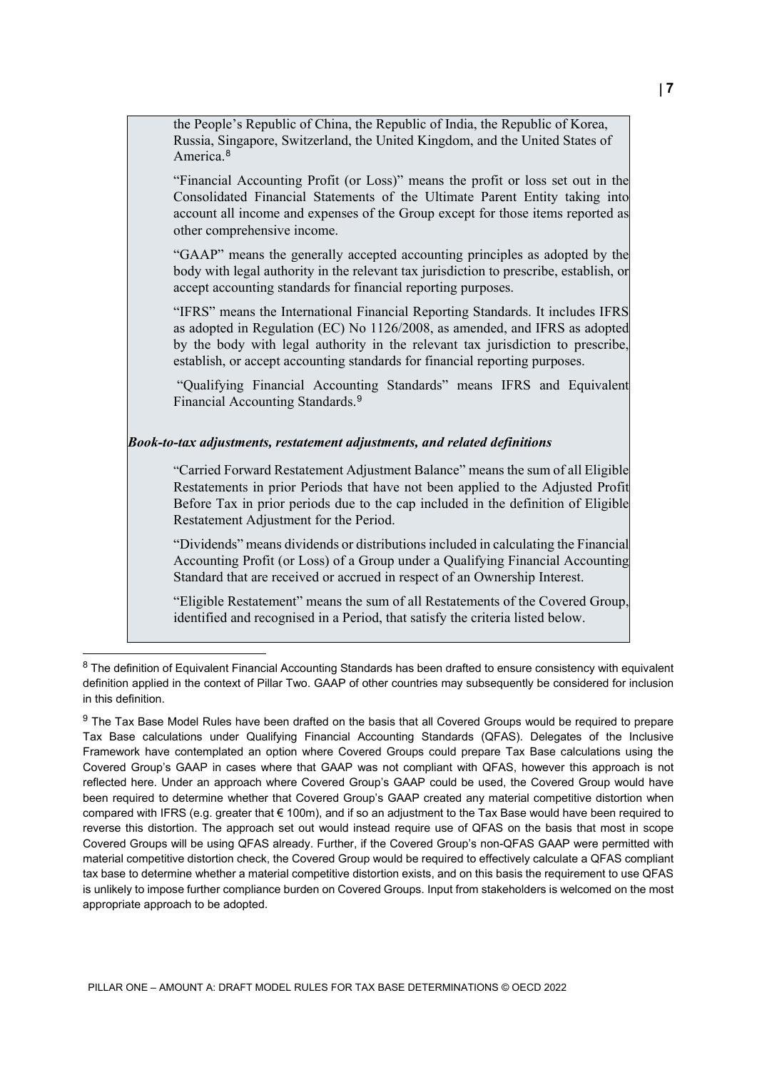the People's Republic of China, the Republic of India, the Republic of Korea, Russia, Singapore, Switzerland, the United Kingdom, and the United States of America.[8]

"Financial Accounting Profit (or Loss)" means the profit or loss set out in the Consolidated Financial Statements of the Ultimate Parent Entity taking into account all income and expenses of the Group except for those items reported as other comprehensive income.

"GAAP" means the generally accepted accounting principles as adopted by the body with legal authority in the relevant tax jurisdiction to prescribe, establish, or accept accounting standards for financial reporting purposes.

"IFRS" means the International Financial Reporting Standards. It includes IFRS as adopted in Regulation (EC) No 1126/2008, as amended, and IFRS as adopted by the body with legal authority in the relevant tax jurisdiction to prescribe, establish, or accept accounting standards for financial reporting purposes.

"Qualifying Financial Accounting Standards" means IFRS and Equivalent Financial Accounting Standards.[9]

***Book-to-tax adjustments, restatement adjustments, and related definitions***

"Carried Forward Restatement Adjustment Balance" means the sum of all Eligible Restatements in prior Periods that have not been applied to the Adjusted Profit Before Tax in prior periods due to the cap included in the definition of Eligible Restatement Adjustment for the Period.

"Dividends" means dividends or distributions included in calculating the Financial Accounting Profit (or Loss) of a Group under a Qualifying Financial Accounting Standard that are received or accrued in respect of an Ownership Interest.

"Eligible Restatement" means the sum of all Restatements of the Covered Group, identified and recognised in a Period, that satisfy the criteria listed below.

---

[8] The definition of Equivalent Financial Accounting Standards has been drafted to ensure consistency with equivalent definition applied in the context of Pillar Two. GAAP of other countries may subsequently be considered for inclusion in this definition.

[9] The Tax Base Model Rules have been drafted on the basis that all Covered Groups would be required to prepare Tax Base calculations under Qualifying Financial Accounting Standards (QFAS). Delegates of the Inclusive Framework have contemplated an option where Covered Groups could prepare Tax Base calculations using the Covered Group's GAAP in cases where that GAAP was not compliant with QFAS, however this approach is not reflected here. Under an approach where Covered Group's GAAP could be used, the Covered Group would have been required to determine whether that Covered Group's GAAP created any material competitive distortion when compared with IFRS (e.g. greater that € 100m), and if so an adjustment to the Tax Base would have been required to reverse this distortion. The approach set out would instead require use of QFAS on the basis that most in scope Covered Groups will be using QFAS already. Further, if the Covered Group's non-QFAS GAAP were permitted with material competitive distortion check, the Covered Group would be required to effectively calculate a QFAS compliant tax base to determine whether a material competitive distortion exists, and on this basis the requirement to use QFAS is unlikely to impose further compliance burden on Covered Groups. Input from stakeholders is welcomed on the most appropriate approach to be adopted.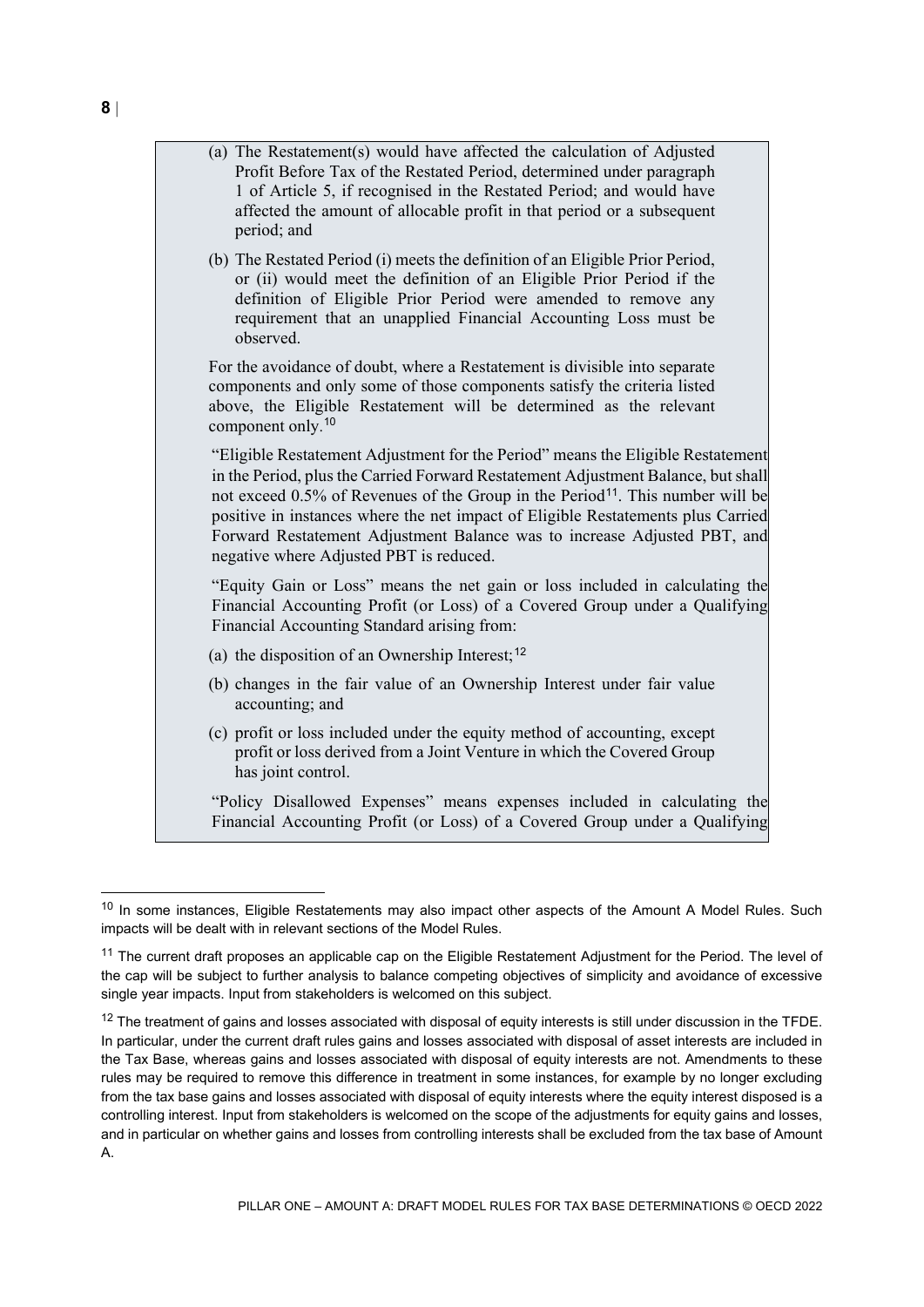(a) The Restatement(s) would have affected the calculation of Adjusted Profit Before Tax of the Restated Period, determined under paragraph 1 of Article 5, if recognised in the Restated Period; and would have affected the amount of allocable profit in that period or a subsequent period; and

(b) The Restated Period (i) meets the definition of an Eligible Prior Period, or (ii) would meet the definition of an Eligible Prior Period if the definition of Eligible Prior Period were amended to remove any requirement that an unapplied Financial Accounting Loss must be observed.

For the avoidance of doubt, where a Restatement is divisible into separate components and only some of those components satisfy the criteria listed above, the Eligible Restatement will be determined as the relevant component only.[10]

"Eligible Restatement Adjustment for the Period" means the Eligible Restatement in the Period, plus the Carried Forward Restatement Adjustment Balance, but shall not exceed 0.5% of Revenues of the Group in the Period[11]. This number will be positive in instances where the net impact of Eligible Restatements plus Carried Forward Restatement Adjustment Balance was to increase Adjusted PBT, and negative where Adjusted PBT is reduced.

"Equity Gain or Loss" means the net gain or loss included in calculating the Financial Accounting Profit (or Loss) of a Covered Group under a Qualifying Financial Accounting Standard arising from:

(a) the disposition of an Ownership Interest;[12]

(b) changes in the fair value of an Ownership Interest under fair value accounting; and

(c) profit or loss included under the equity method of accounting, except profit or loss derived from a Joint Venture in which the Covered Group has joint control.

"Policy Disallowed Expenses" means expenses included in calculating the Financial Accounting Profit (or Loss) of a Covered Group under a Qualifying

---

[10] In some instances, Eligible Restatements may also impact other aspects of the Amount A Model Rules. Such impacts will be dealt with in relevant sections of the Model Rules.

[11] The current draft proposes an applicable cap on the Eligible Restatement Adjustment for the Period. The level of the cap will be subject to further analysis to balance competing objectives of simplicity and avoidance of excessive single year impacts. Input from stakeholders is welcomed on this subject.

[12] The treatment of gains and losses associated with disposal of equity interests is still under discussion in the TFDE. In particular, under the current draft rules gains and losses associated with disposal of asset interests are included in the Tax Base, whereas gains and losses associated with disposal of equity interests are not. Amendments to these rules may be required to remove this difference in treatment in some instances, for example by no longer excluding from the tax base gains and losses associated with disposal of equity interests where the equity interest disposed is a controlling interest. Input from stakeholders is welcomed on the scope of the adjustments for equity gains and losses, and in particular on whether gains and losses from controlling interests shall be excluded from the tax base of Amount A.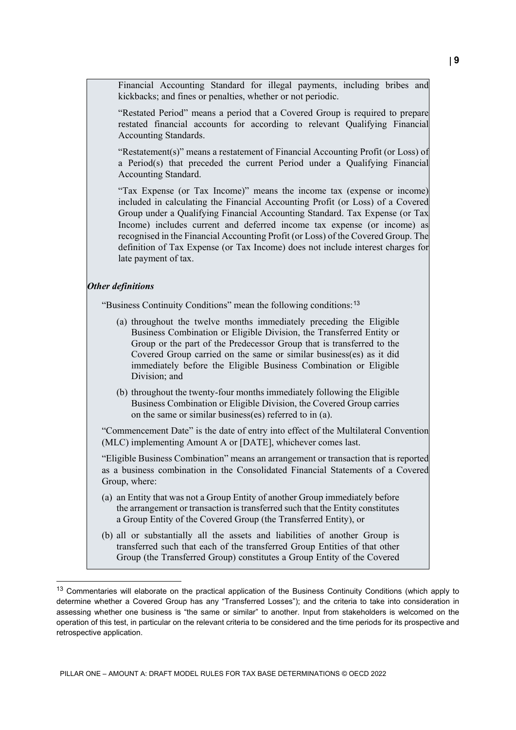Financial Accounting Standard for illegal payments, including bribes and kickbacks; and fines or penalties, whether or not periodic.

"Restated Period" means a period that a Covered Group is required to prepare restated financial accounts for according to relevant Qualifying Financial Accounting Standards.

"Restatement(s)" means a restatement of Financial Accounting Profit (or Loss) of a Period(s) that preceded the current Period under a Qualifying Financial Accounting Standard.

"Tax Expense (or Tax Income)" means the income tax (expense or income) included in calculating the Financial Accounting Profit (or Loss) of a Covered Group under a Qualifying Financial Accounting Standard. Tax Expense (or Tax Income) includes current and deferred income tax expense (or income) as recognised in the Financial Accounting Profit (or Loss) of the Covered Group. The definition of Tax Expense (or Tax Income) does not include interest charges for late payment of tax.

***Other definitions***

"Business Continuity Conditions" mean the following conditions:[13]

(a) throughout the twelve months immediately preceding the Eligible Business Combination or Eligible Division, the Transferred Entity or Group or the part of the Predecessor Group that is transferred to the Covered Group carried on the same or similar business(es) as it did immediately before the Eligible Business Combination or Eligible Division; and

(b) throughout the twenty-four months immediately following the Eligible Business Combination or Eligible Division, the Covered Group carries on the same or similar business(es) referred to in (a).

"Commencement Date" is the date of entry into effect of the Multilateral Convention (MLC) implementing Amount A or [DATE], whichever comes last.

"Eligible Business Combination" means an arrangement or transaction that is reported as a business combination in the Consolidated Financial Statements of a Covered Group, where:

(a) an Entity that was not a Group Entity of another Group immediately before the arrangement or transaction is transferred such that the Entity constitutes a Group Entity of the Covered Group (the Transferred Entity), or

(b) all or substantially all the assets and liabilities of another Group is transferred such that each of the transferred Group Entities of that other Group (the Transferred Group) constitutes a Group Entity of the Covered

---

[13] Commentaries will elaborate on the practical application of the Business Continuity Conditions (which apply to determine whether a Covered Group has any "Transferred Losses"); and the criteria to take into consideration in assessing whether one business is "the same or similar" to another. Input from stakeholders is welcomed on the operation of this test, in particular on the relevant criteria to be considered and the time periods for its prospective and retrospective application.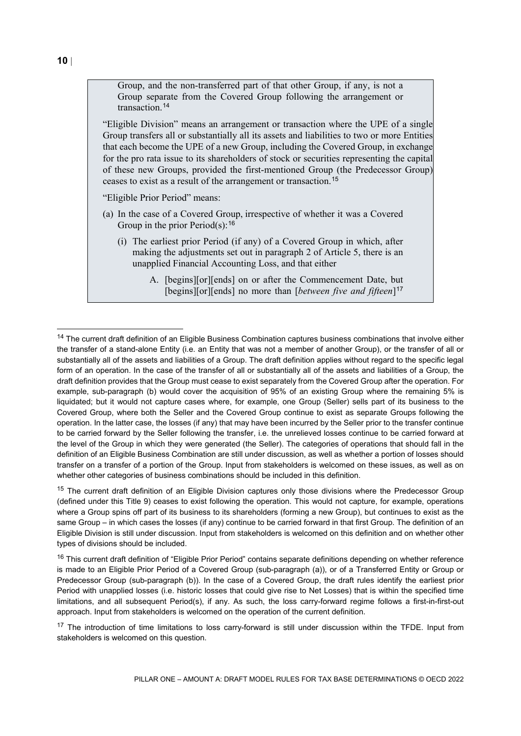Group, and the non-transferred part of that other Group, if any, is not a Group separate from the Covered Group following the arrangement or transaction.[14]

"Eligible Division" means an arrangement or transaction where the UPE of a single Group transfers all or substantially all its assets and liabilities to two or more Entities that each become the UPE of a new Group, including the Covered Group, in exchange for the pro rata issue to its shareholders of stock or securities representing the capital of these new Groups, provided the first-mentioned Group (the Predecessor Group) ceases to exist as a result of the arrangement or transaction.[15]

"Eligible Prior Period" means:

(a) In the case of a Covered Group, irrespective of whether it was a Covered Group in the prior Period(s):[16]

   (i) The earliest prior Period (if any) of a Covered Group in which, after making the adjustments set out in paragraph 2 of Article 5, there is an unapplied Financial Accounting Loss, and that either

      A. [begins][or][ends] on or after the Commencement Date, but [begins][or][ends] no more than [*between five and fifteen*][17]

---

[14] The current draft definition of an Eligible Business Combination captures business combinations that involve either the transfer of a stand-alone Entity (i.e. an Entity that was not a member of another Group), or the transfer of all or substantially all of the assets and liabilities of a Group. The draft definition applies without regard to the specific legal form of an operation. In the case of the transfer of all or substantially all of the assets and liabilities of a Group, the draft definition provides that the Group must cease to exist separately from the Covered Group after the operation. For example, sub-paragraph (b) would cover the acquisition of 95% of an existing Group where the remaining 5% is liquidated; but it would not capture cases where, for example, one Group (Seller) sells part of its business to the Covered Group, where both the Seller and the Covered Group continue to exist as separate Groups following the operation. In the latter case, the losses (if any) that may have been incurred by the Seller prior to the transfer continue to be carried forward by the Seller following the transfer, i.e. the unrelieved losses continue to be carried forward at the level of the Group in which they were generated (the Seller). The categories of operations that should fall in the definition of an Eligible Business Combination are still under discussion, as well as whether a portion of losses should transfer on a transfer of a portion of the Group. Input from stakeholders is welcomed on these issues, as well as on whether other categories of business combinations should be included in this definition.

[15] The current draft definition of an Eligible Division captures only those divisions where the Predecessor Group (defined under this Title 9) ceases to exist following the operation. This would not capture, for example, operations where a Group spins off part of its business to its shareholders (forming a new Group), but continues to exist as the same Group – in which cases the losses (if any) continue to be carried forward in that first Group. The definition of an Eligible Division is still under discussion. Input from stakeholders is welcomed on this definition and on whether other types of divisions should be included.

[16] This current draft definition of "Eligible Prior Period" contains separate definitions depending on whether reference is made to an Eligible Prior Period of a Covered Group (sub-paragraph (a)), or of a Transferred Entity or Group or Predecessor Group (sub-paragraph (b)). In the case of a Covered Group, the draft rules identify the earliest prior Period with unapplied losses (i.e. historic losses that could give rise to Net Losses) that is within the specified time limitations, and all subsequent Period(s), if any. As such, the loss carry-forward regime follows a first-in-first-out approach. Input from stakeholders is welcomed on the operation of the current definition.

[17] The introduction of time limitations to loss carry-forward is still under discussion within the TFDE. Input from stakeholders is welcomed on this question.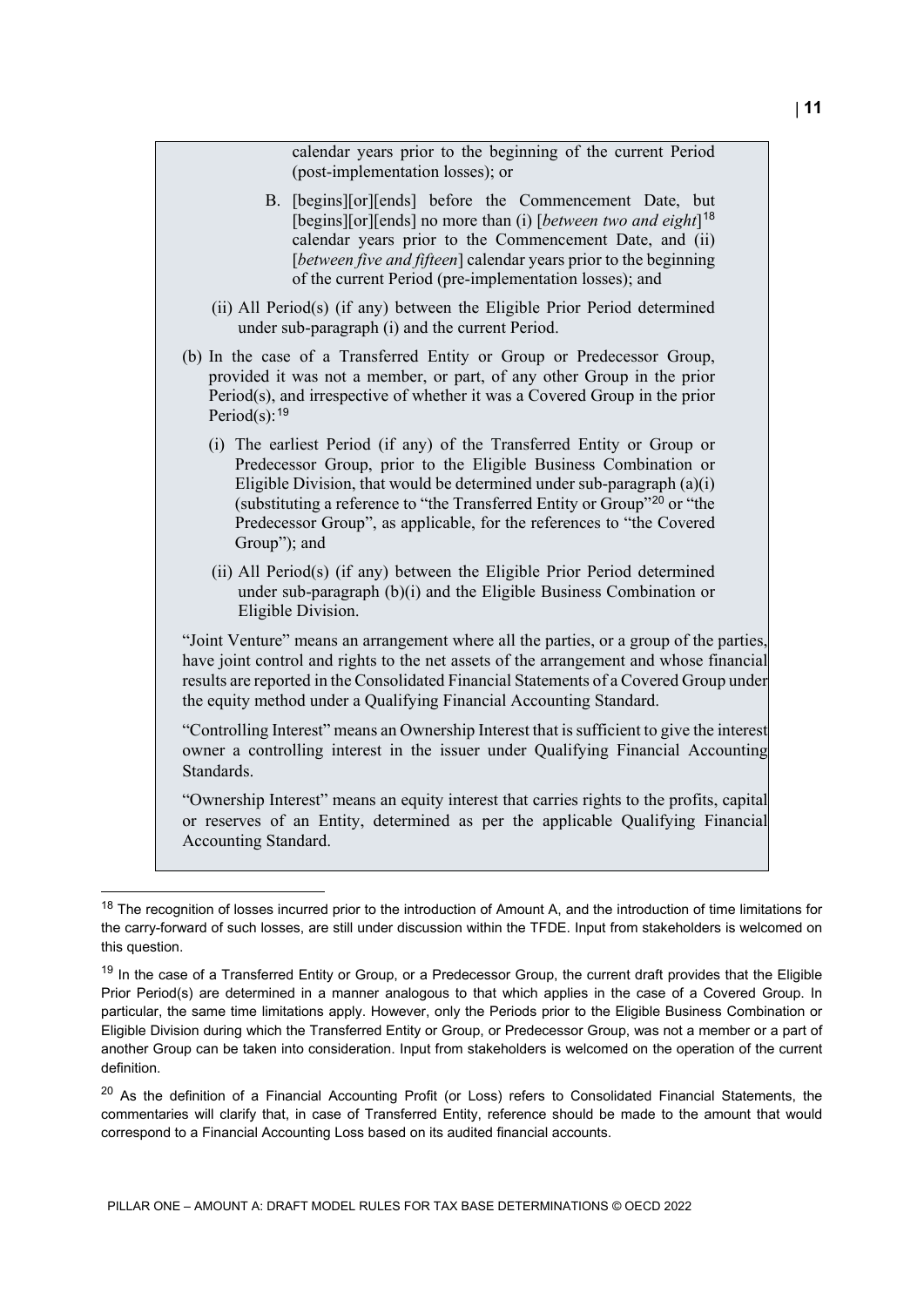calendar years prior to the beginning of the current Period (post-implementation losses); or

B. [begins][or][ends] before the Commencement Date, but [begins][or][ends] no more than (i) [*between two and eight*][18] calendar years prior to the Commencement Date, and (ii) [*between five and fifteen*] calendar years prior to the beginning of the current Period (pre-implementation losses); and

(ii) All Period(s) (if any) between the Eligible Prior Period determined under sub-paragraph (i) and the current Period.

(b) In the case of a Transferred Entity or Group or Predecessor Group, provided it was not a member, or part, of any other Group in the prior Period(s), and irrespective of whether it was a Covered Group in the prior Period(s):[19]

(i) The earliest Period (if any) of the Transferred Entity or Group or Predecessor Group, prior to the Eligible Business Combination or Eligible Division, that would be determined under sub-paragraph (a)(i) (substituting a reference to "the Transferred Entity or Group"[20] or "the Predecessor Group", as applicable, for the references to "the Covered Group"); and

(ii) All Period(s) (if any) between the Eligible Prior Period determined under sub-paragraph (b)(i) and the Eligible Business Combination or Eligible Division.

"Joint Venture" means an arrangement where all the parties, or a group of the parties, have joint control and rights to the net assets of the arrangement and whose financial results are reported in the Consolidated Financial Statements of a Covered Group under the equity method under a Qualifying Financial Accounting Standard.

"Controlling Interest" means an Ownership Interest that is sufficient to give the interest owner a controlling interest in the issuer under Qualifying Financial Accounting Standards.

"Ownership Interest" means an equity interest that carries rights to the profits, capital or reserves of an Entity, determined as per the applicable Qualifying Financial Accounting Standard.

---

[18] The recognition of losses incurred prior to the introduction of Amount A, and the introduction of time limitations for the carry-forward of such losses, are still under discussion within the TFDE. Input from stakeholders is welcomed on this question.

[19] In the case of a Transferred Entity or Group, or a Predecessor Group, the current draft provides that the Eligible Prior Period(s) are determined in a manner analogous to that which applies in the case of a Covered Group. In particular, the same time limitations apply. However, only the Periods prior to the Eligible Business Combination or Eligible Division during which the Transferred Entity or Group, or Predecessor Group, was not a member or a part of another Group can be taken into consideration. Input from stakeholders is welcomed on the operation of the current definition.

[20] As the definition of a Financial Accounting Profit (or Loss) refers to Consolidated Financial Statements, the commentaries will clarify that, in case of Transferred Entity, reference should be made to the amount that would correspond to a Financial Accounting Loss based on its audited financial accounts.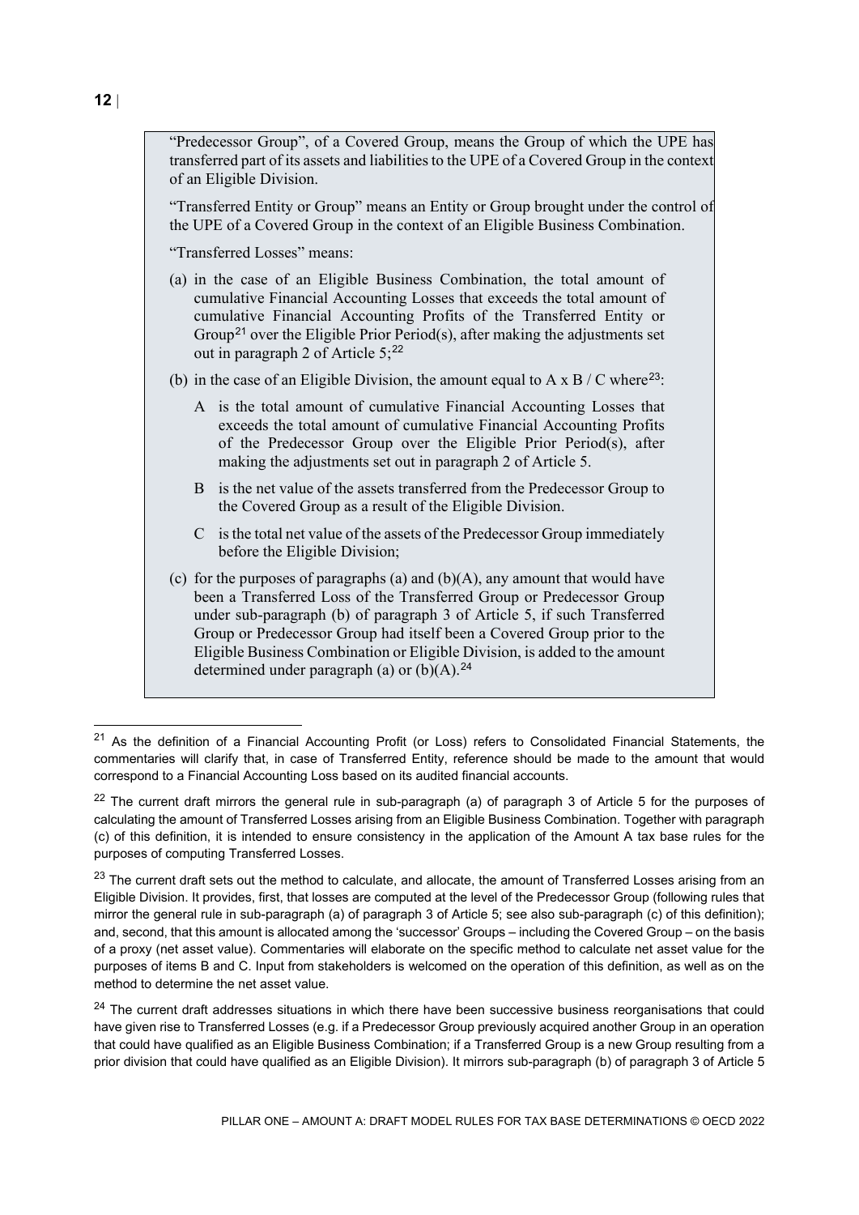"Predecessor Group", of a Covered Group, means the Group of which the UPE has transferred part of its assets and liabilities to the UPE of a Covered Group in the context of an Eligible Division.

"Transferred Entity or Group" means an Entity or Group brought under the control of the UPE of a Covered Group in the context of an Eligible Business Combination.

"Transferred Losses" means:

(a) in the case of an Eligible Business Combination, the total amount of cumulative Financial Accounting Losses that exceeds the total amount of cumulative Financial Accounting Profits of the Transferred Entity or Group[21] over the Eligible Prior Period(s), after making the adjustments set out in paragraph 2 of Article 5;[22]

(b) in the case of an Eligible Division, the amount equal to A x B / C where[23]:

  A is the total amount of cumulative Financial Accounting Losses that exceeds the total amount of cumulative Financial Accounting Profits of the Predecessor Group over the Eligible Prior Period(s), after making the adjustments set out in paragraph 2 of Article 5.

  B is the net value of the assets transferred from the Predecessor Group to the Covered Group as a result of the Eligible Division.

  C is the total net value of the assets of the Predecessor Group immediately before the Eligible Division;

(c) for the purposes of paragraphs (a) and (b)(A), any amount that would have been a Transferred Loss of the Transferred Group or Predecessor Group under sub-paragraph (b) of paragraph 3 of Article 5, if such Transferred Group or Predecessor Group had itself been a Covered Group prior to the Eligible Business Combination or Eligible Division, is added to the amount determined under paragraph (a) or (b)(A).[24]

---

[21] As the definition of a Financial Accounting Profit (or Loss) refers to Consolidated Financial Statements, the commentaries will clarify that, in case of Transferred Entity, reference should be made to the amount that would correspond to a Financial Accounting Loss based on its audited financial accounts.

[22] The current draft mirrors the general rule in sub-paragraph (a) of paragraph 3 of Article 5 for the purposes of calculating the amount of Transferred Losses arising from an Eligible Business Combination. Together with paragraph (c) of this definition, it is intended to ensure consistency in the application of the Amount A tax base rules for the purposes of computing Transferred Losses.

[23] The current draft sets out the method to calculate, and allocate, the amount of Transferred Losses arising from an Eligible Division. It provides, first, that losses are computed at the level of the Predecessor Group (following rules that mirror the general rule in sub-paragraph (a) of paragraph 3 of Article 5; see also sub-paragraph (c) of this definition); and, second, that this amount is allocated among the 'successor' Groups – including the Covered Group – on the basis of a proxy (net asset value). Commentaries will elaborate on the specific method to calculate net asset value for the purposes of items B and C. Input from stakeholders is welcomed on the operation of this definition, as well as on the method to determine the net asset value.

[24] The current draft addresses situations in which there have been successive business reorganisations that could have given rise to Transferred Losses (e.g. if a Predecessor Group previously acquired another Group in an operation that could have qualified as an Eligible Business Combination; if a Transferred Group is a new Group resulting from a prior division that could have qualified as an Eligible Division). It mirrors sub-paragraph (b) of paragraph 3 of Article 5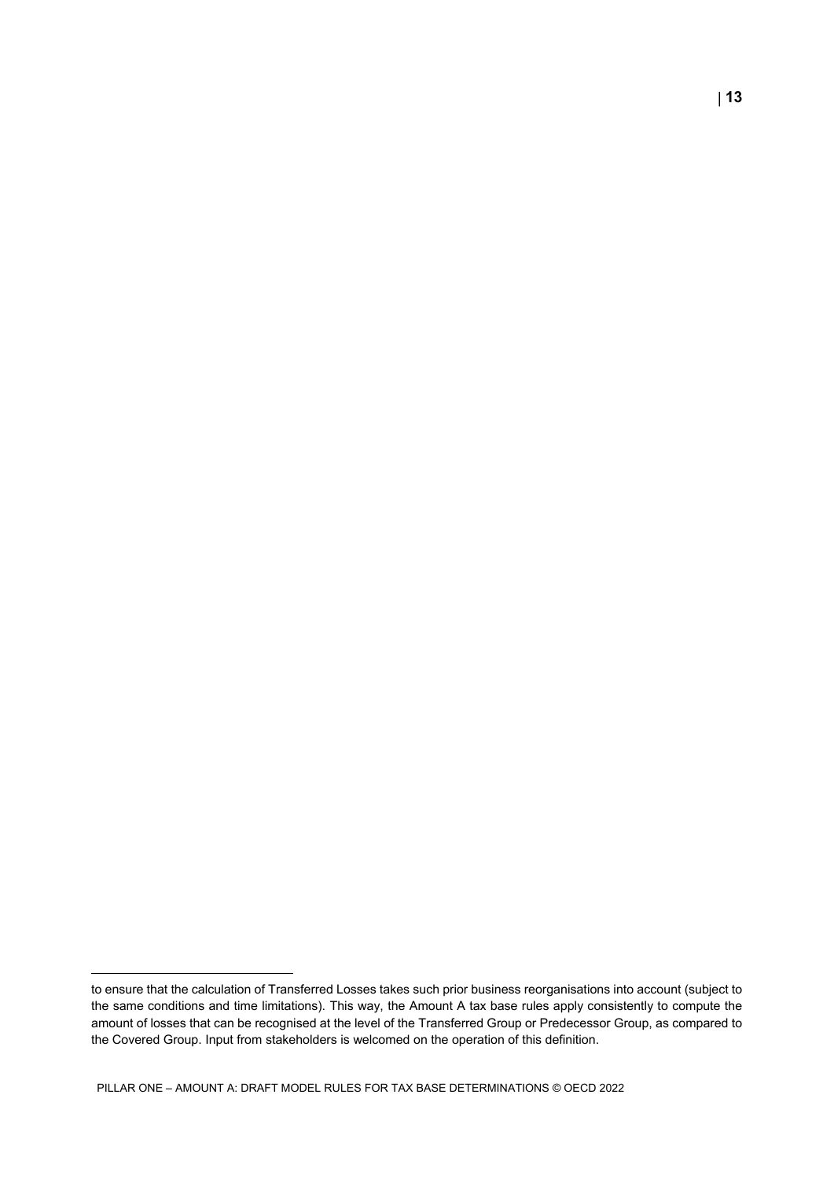to ensure that the calculation of Transferred Losses takes such prior business reorganisations into account (subject to the same conditions and time limitations). This way, the Amount A tax base rules apply consistently to compute the amount of losses that can be recognised at the level of the Transferred Group or Predecessor Group, as compared to the Covered Group. Input from stakeholders is welcomed on the operation of this definition.